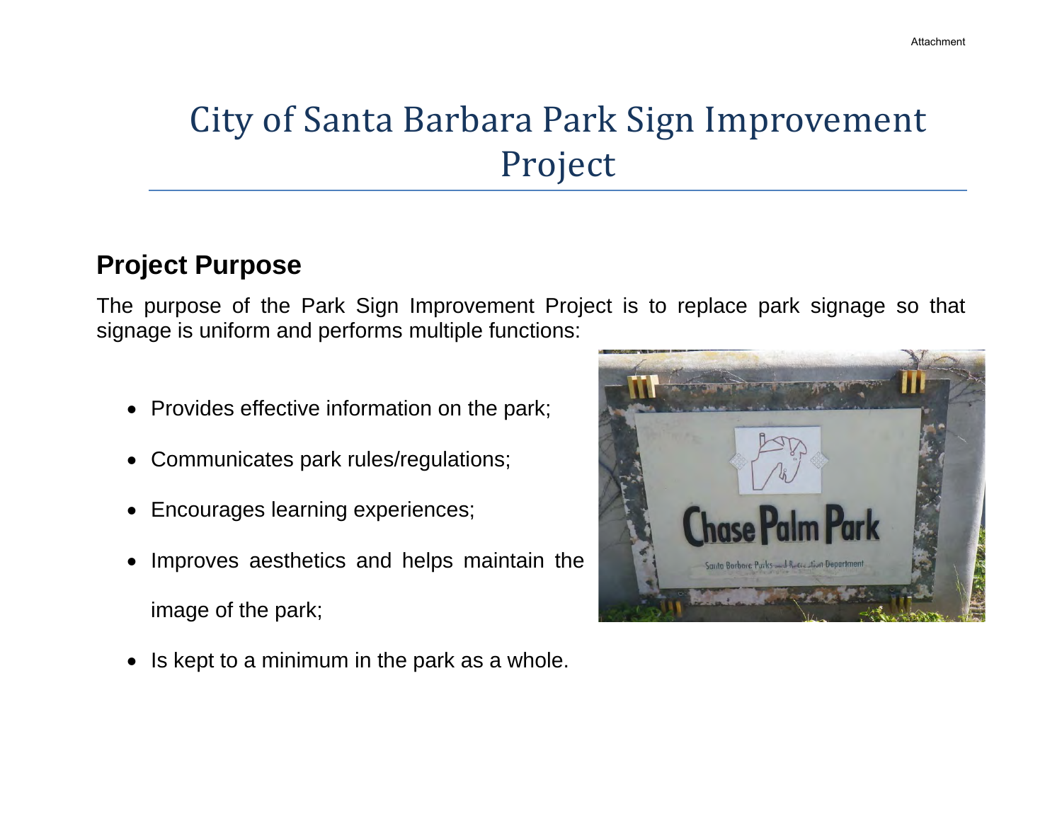# City of Santa Barbara Park Sign Improvement Project

## Project Purpose

The purpose of the Park Sign Improvement Project is to replace park signage so that signage is uniform and performs multiple functions:

- Provides effective information on the park;
- Communicates park rules/regulations;
- Encourages learning experiences;
- Improves aesthetics and helps maintain the image of the park;
- Is kept to a minimum in the park as a whole.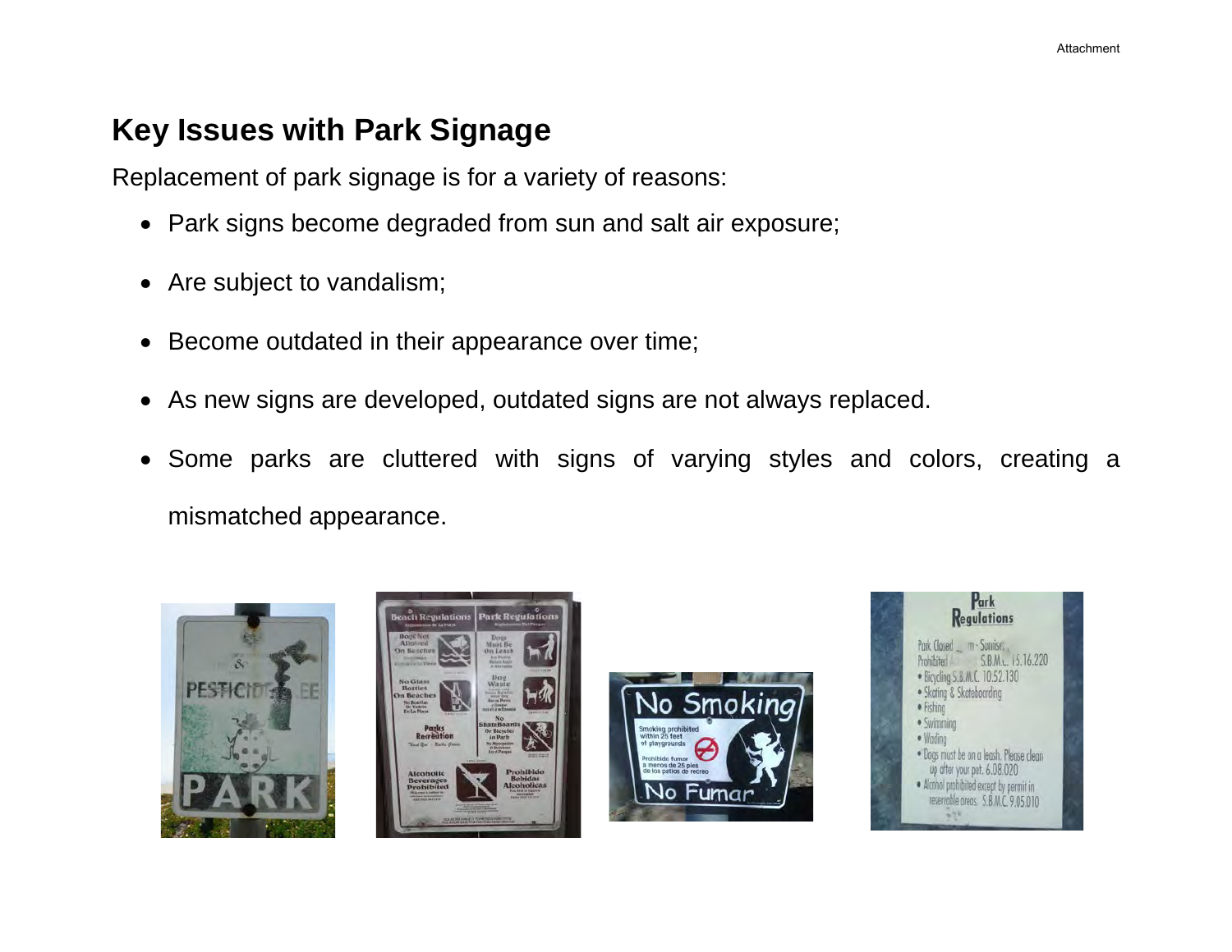# Key Issues with Park Signage

Replacement of park signage is for a variety of reasons:

- Park signs become degraded from sun and salt air exposure;
- Are subject to vandalism;
- Become outdated in their appearance over time;
- As new signs are developed, outdated signs are not always replaced.
- Some parks are cluttered with signs of varying styles and colors, creating a mismatched appearance.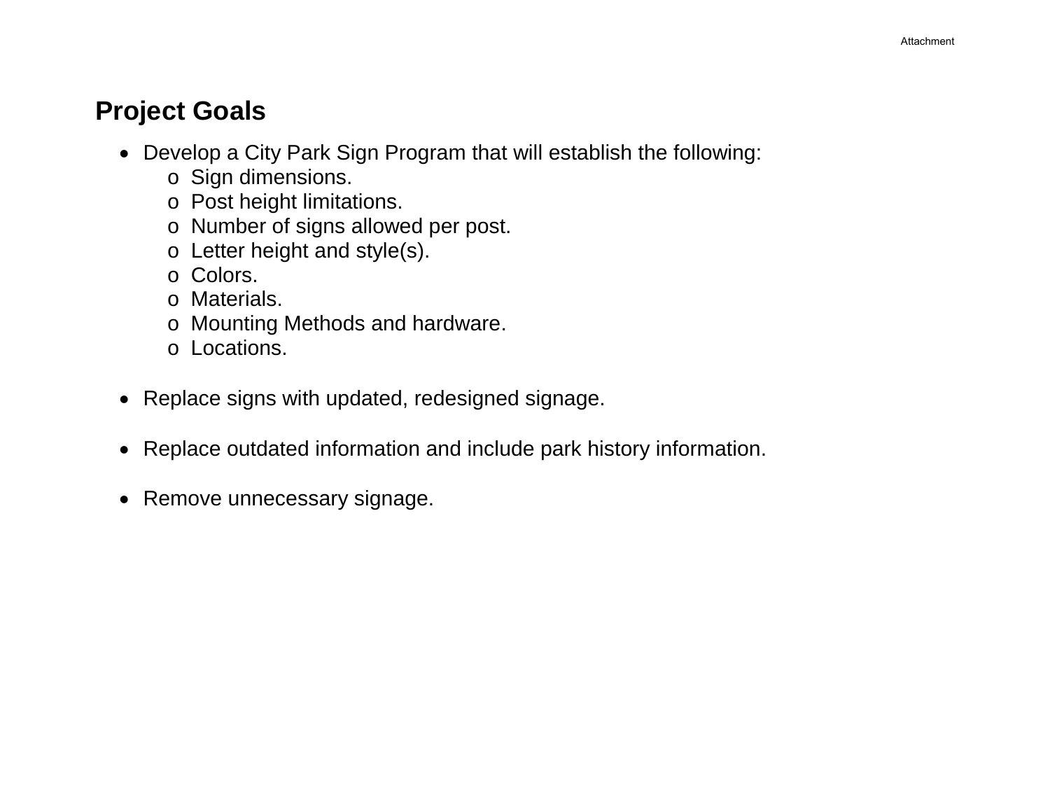# Project Goals

- Develop a City Park Sign Program that will establish the following:
  - Sign dimensions.
  - Post height limitations.
  - Number of signs allowed per post.
  - Letter height and style(s).
  - Colors.
  - Materials.
  - Mounting Methods and hardware.
  - Locations.

- Replace signs with updated, redesigned signage.

- Replace outdated information and include park history information.

- Remove unnecessary signage.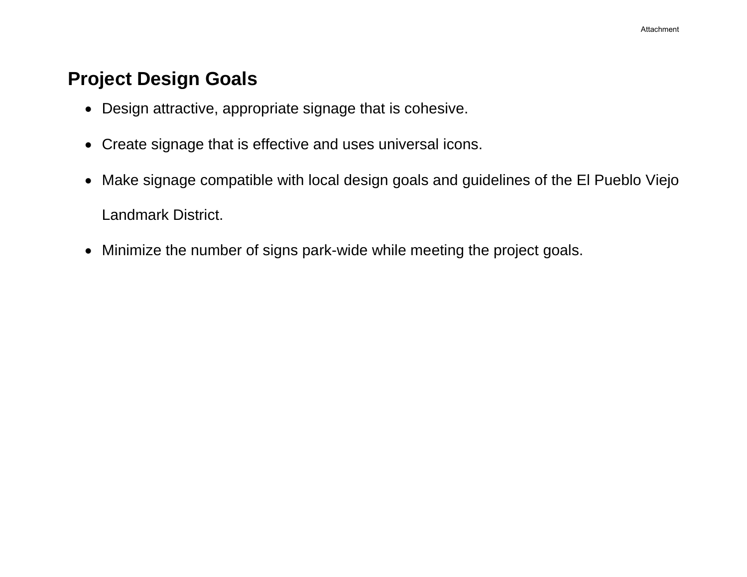## Project Design Goals

- Design attractive, appropriate signage that is cohesive.
- Create signage that is effective and uses universal icons.
- Make signage compatible with local design goals and guidelines of the El Pueblo Viejo Landmark District.
- Minimize the number of signs park-wide while meeting the project goals.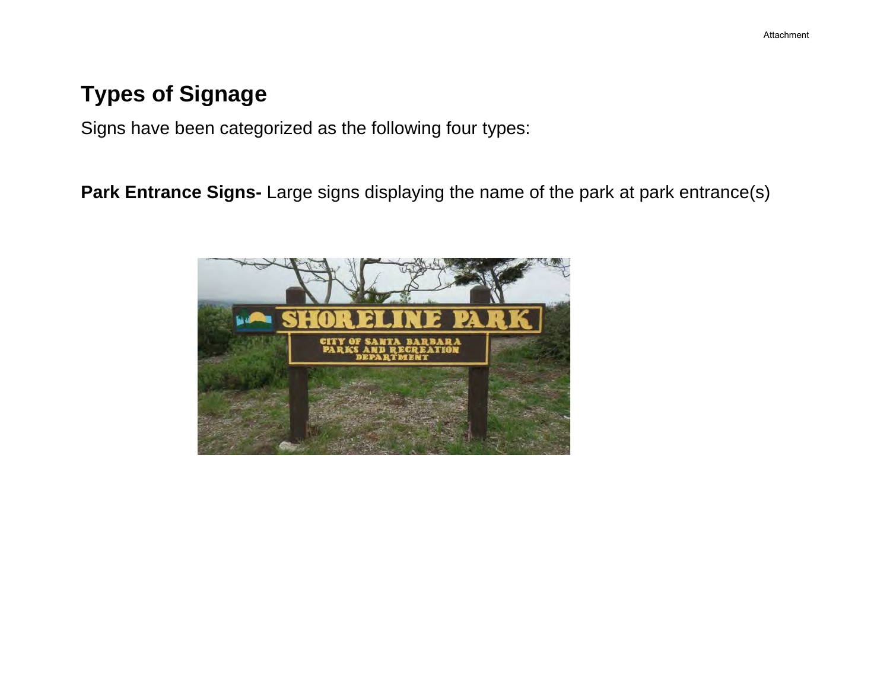# Types of Signage

Signs have been categorized as the following four types:

**Park Entrance Signs-** Large signs displaying the name of the park at park entrance(s)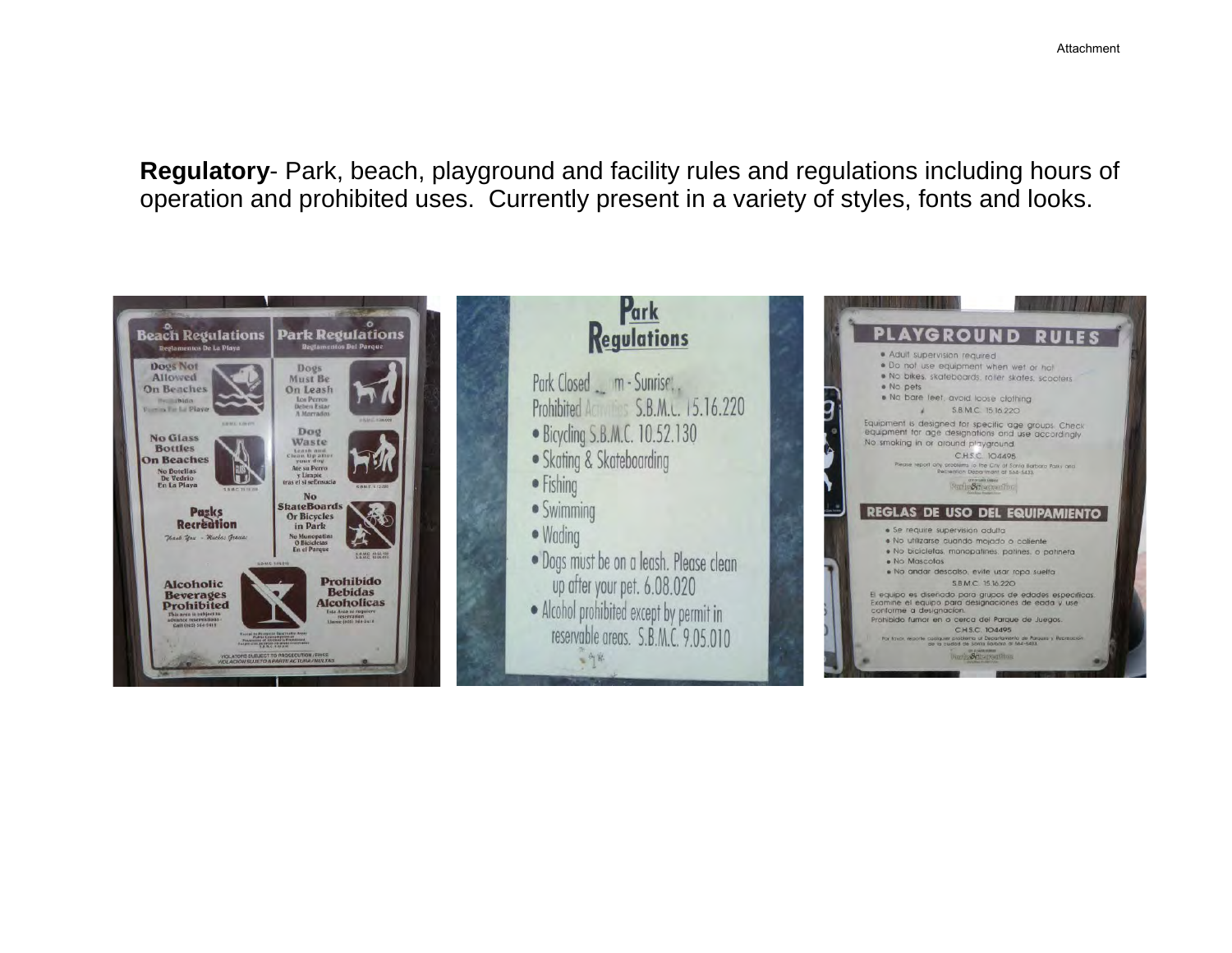Attachment

**Regulatory**- Park, beach, playground and facility rules and regulations including hours of operation and prohibited uses. Currently present in a variety of styles, fonts and looks.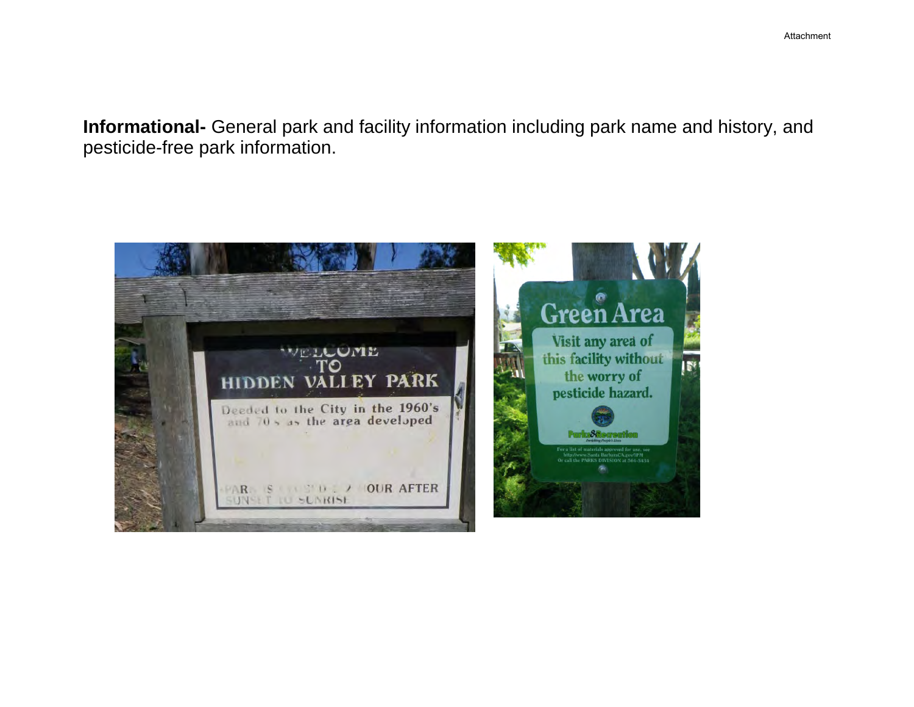**Informational-** General park and facility information including park name and history, and pesticide-free park information.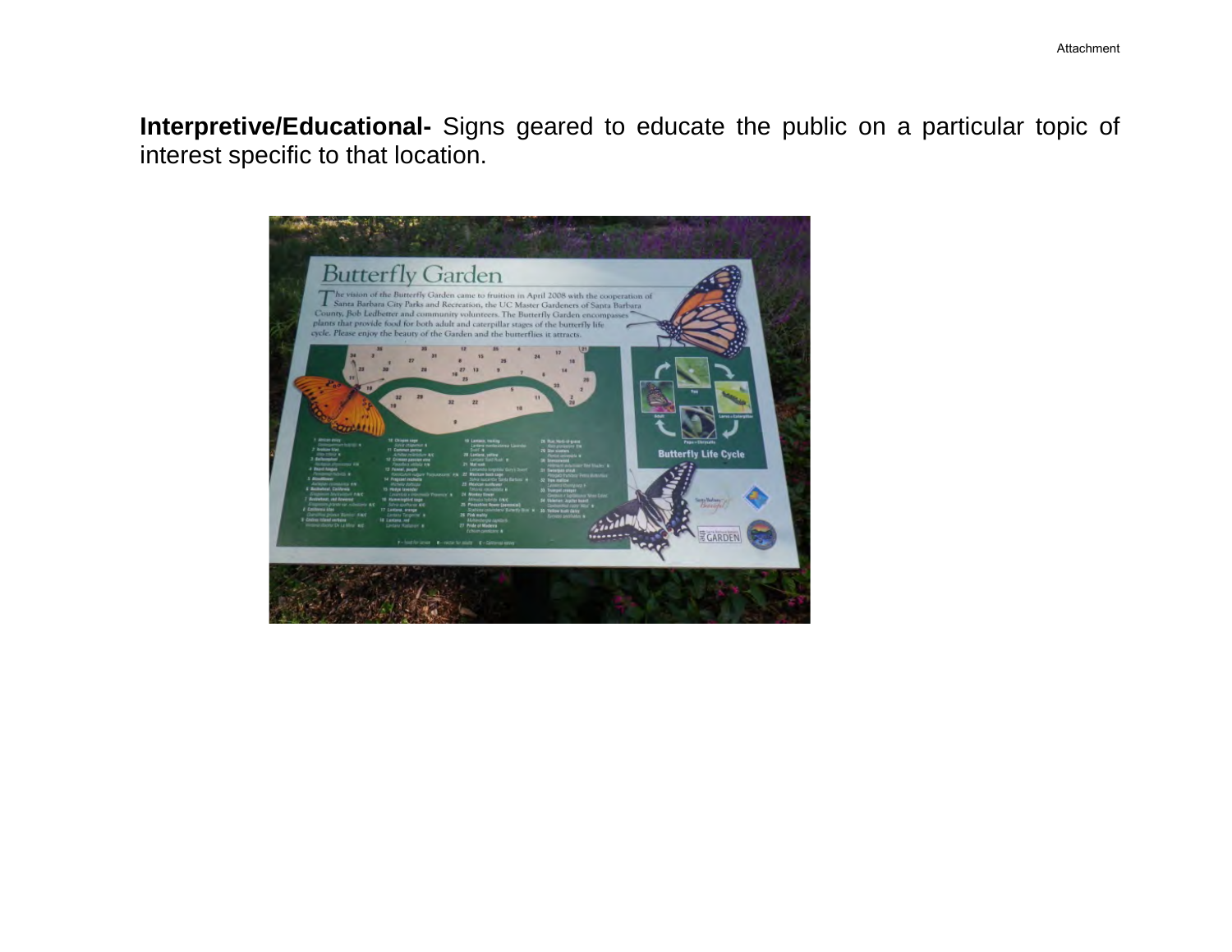Attachment

**Interpretive/Educational-** Signs geared to educate the public on a particular topic of interest specific to that location.